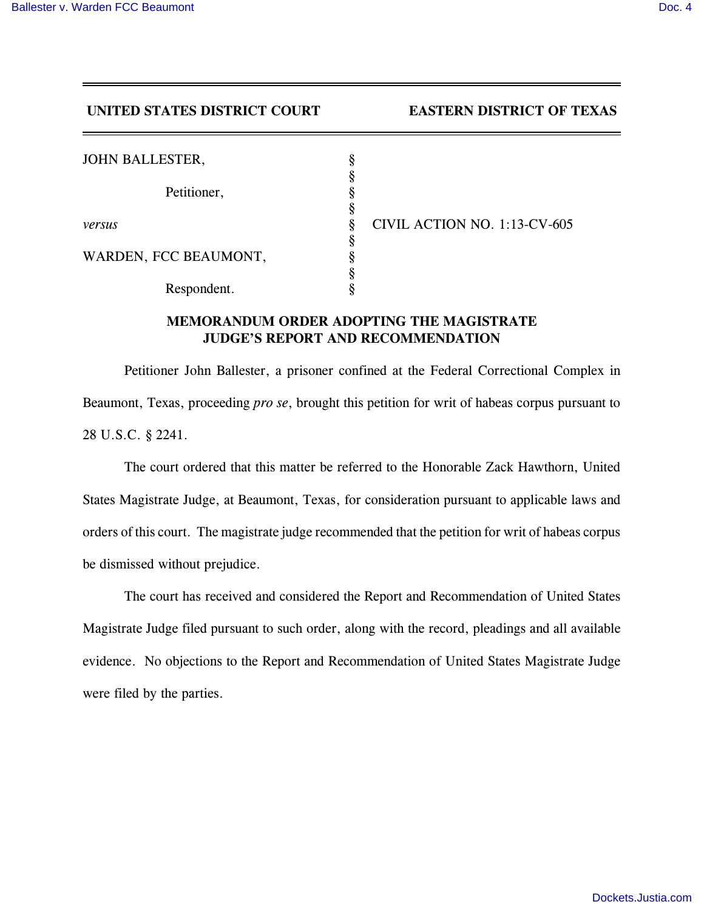**UNITED STATES DISTRICT COURT EASTERN DISTRICT OF TEXAS**

| | | |
|---|---|---|
| JOHN BALLESTER, | § | |
| | § | |
| Petitioner, | § | |
| | § | |
| *versus* | § | CIVIL ACTION NO. 1:13-CV-605 |
| | § | |
| WARDEN, FCC BEAUMONT, | § | |
| | § | |
| Respondent. | § | |

## MEMORANDUM ORDER ADOPTING THE MAGISTRATE JUDGE'S REPORT AND RECOMMENDATION

Petitioner John Ballester, a prisoner confined at the Federal Correctional Complex in Beaumont, Texas, proceeding *pro se*, brought this petition for writ of habeas corpus pursuant to 28 U.S.C. § 2241.

The court ordered that this matter be referred to the Honorable Zack Hawthorn, United States Magistrate Judge, at Beaumont, Texas, for consideration pursuant to applicable laws and orders of this court. The magistrate judge recommended that the petition for writ of habeas corpus be dismissed without prejudice.

The court has received and considered the Report and Recommendation of United States Magistrate Judge filed pursuant to such order, along with the record, pleadings and all available evidence. No objections to the Report and Recommendation of United States Magistrate Judge were filed by the parties.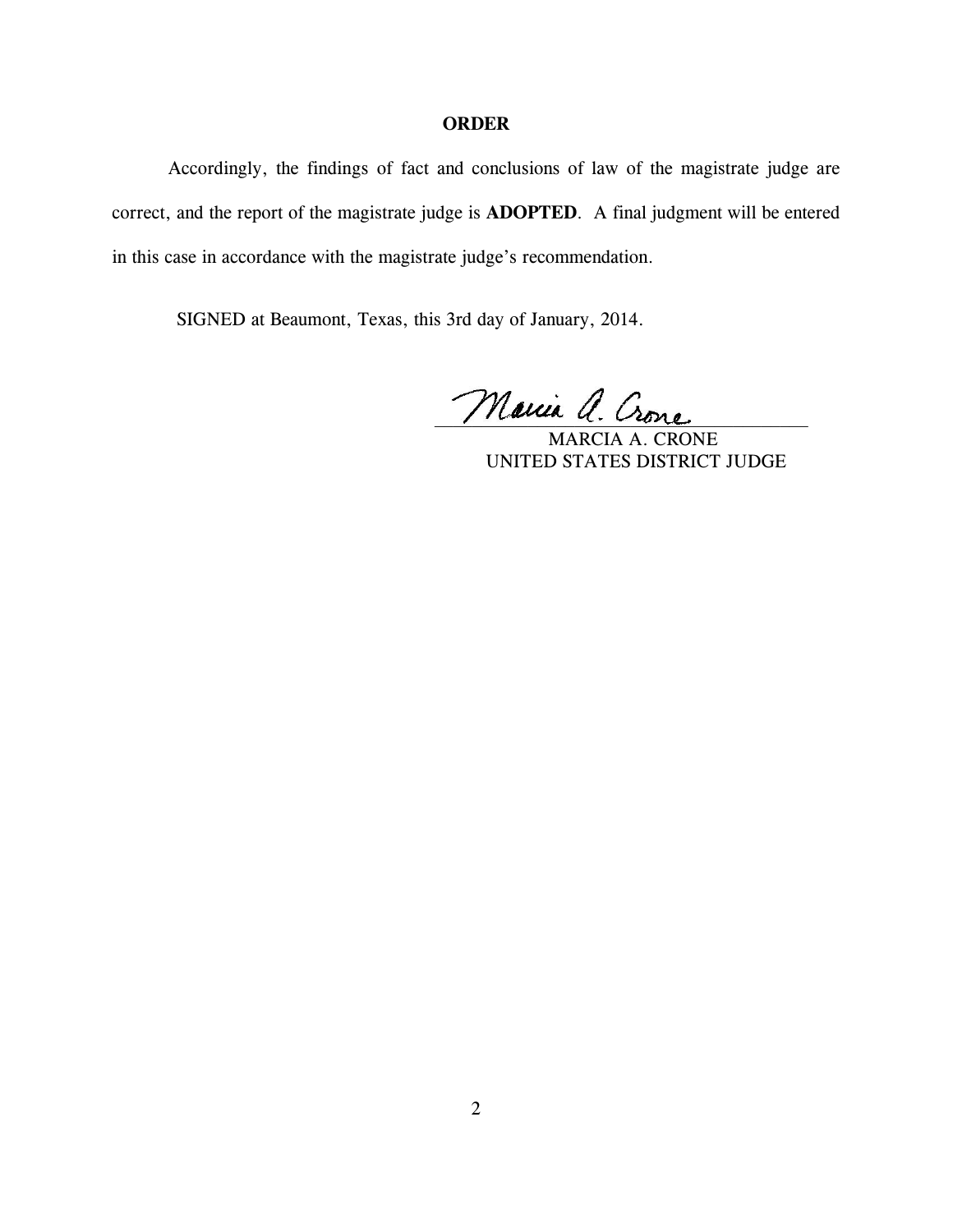## ORDER

Accordingly, the findings of fact and conclusions of law of the magistrate judge are correct, and the report of the magistrate judge is **ADOPTED**. A final judgment will be entered in this case in accordance with the magistrate judge's recommendation.

SIGNED at Beaumont, Texas, this 3rd day of January, 2014.

Marcia A. Crone

MARCIA A. CRONE
UNITED STATES DISTRICT JUDGE